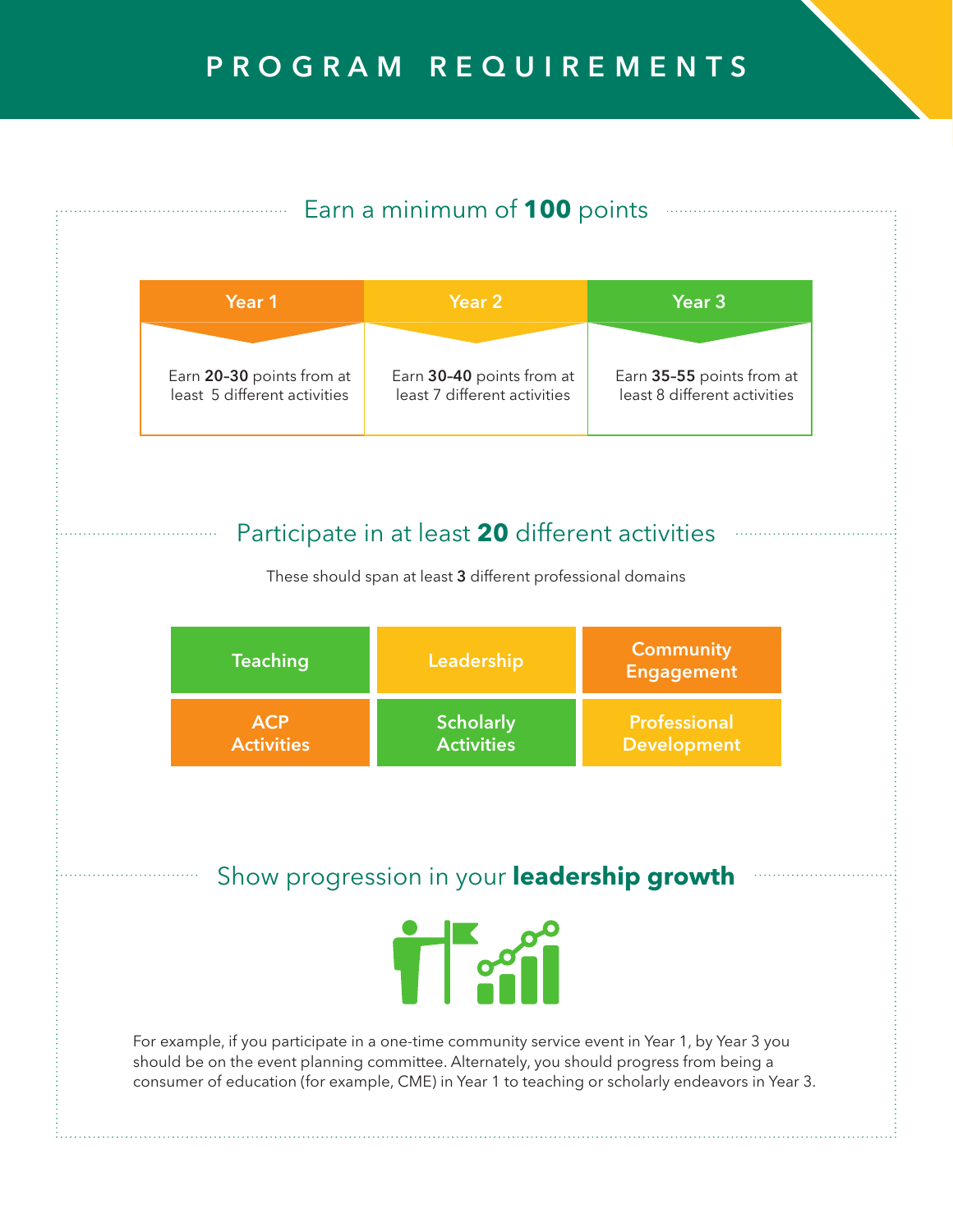# PROGRAM REQUIREMENTS

## Earn a minimum of **100** points

| Year 1 | Year 2 | Year 3 |
|---|---|---|
| Earn **20-30** points from at least 5 different activities | Earn **30-40** points from at least 7 different activities | Earn **35-55** points from at least 8 different activities |

## Participate in at least **20** different activities

These should span at least **3** different professional domains

| | | |
|---|---|---|
| Teaching | Leadership | Community Engagement |
| ACP Activities | Scholarly Activities | Professional Development |

## Show progression in your **leadership growth**

For example, if you participate in a one-time community service event in Year 1, by Year 3 you should be on the event planning committee. Alternately, you should progress from being a consumer of education (for example, CME) in Year 1 to teaching or scholarly endeavors in Year 3.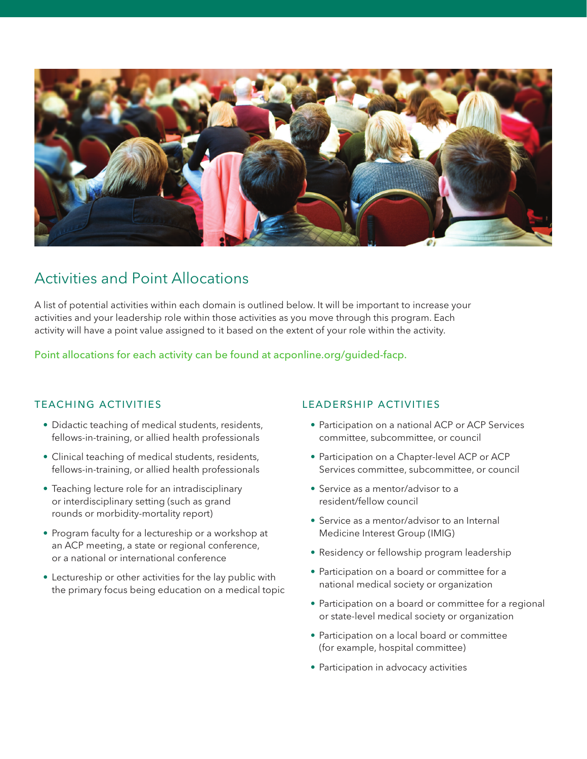## Activities and Point Allocations

A list of potential activities within each domain is outlined below. It will be important to increase your activities and your leadership role within those activities as you move through this program. Each activity will have a point value assigned to it based on the extent of your role within the activity.

Point allocations for each activity can be found at acponline.org/guided-facp.

### TEACHING ACTIVITIES

- Didactic teaching of medical students, residents, fellows-in-training, or allied health professionals
- Clinical teaching of medical students, residents, fellows-in-training, or allied health professionals
- Teaching lecture role for an intradisciplinary or interdisciplinary setting (such as grand rounds or morbidity-mortality report)
- Program faculty for a lectureship or a workshop at an ACP meeting, a state or regional conference, or a national or international conference
- Lectureship or other activities for the lay public with the primary focus being education on a medical topic

### LEADERSHIP ACTIVITIES

- Participation on a national ACP or ACP Services committee, subcommittee, or council
- Participation on a Chapter-level ACP or ACP Services committee, subcommittee, or council
- Service as a mentor/advisor to a resident/fellow council
- Service as a mentor/advisor to an Internal Medicine Interest Group (IMIG)
- Residency or fellowship program leadership
- Participation on a board or committee for a national medical society or organization
- Participation on a board or committee for a regional or state-level medical society or organization
- Participation on a local board or committee (for example, hospital committee)
- Participation in advocacy activities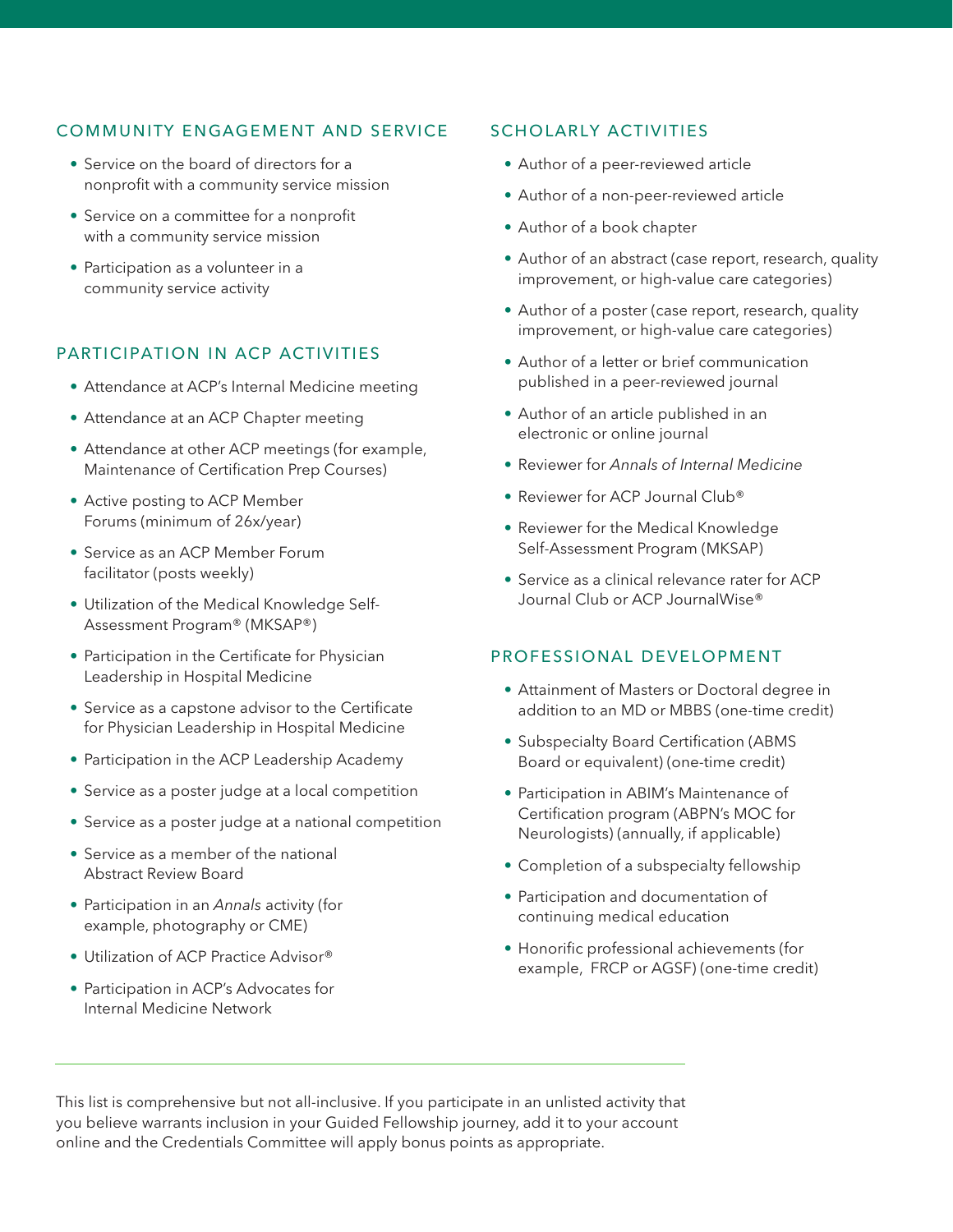## COMMUNITY ENGAGEMENT AND SERVICE

- Service on the board of directors for a nonprofit with a community service mission
- Service on a committee for a nonprofit with a community service mission
- Participation as a volunteer in a community service activity

## PARTICIPATION IN ACP ACTIVITIES

- Attendance at ACP's Internal Medicine meeting
- Attendance at an ACP Chapter meeting
- Attendance at other ACP meetings (for example, Maintenance of Certification Prep Courses)
- Active posting to ACP Member Forums (minimum of 26x/year)
- Service as an ACP Member Forum facilitator (posts weekly)
- Utilization of the Medical Knowledge Self-Assessment Program® (MKSAP®)
- Participation in the Certificate for Physician Leadership in Hospital Medicine
- Service as a capstone advisor to the Certificate for Physician Leadership in Hospital Medicine
- Participation in the ACP Leadership Academy
- Service as a poster judge at a local competition
- Service as a poster judge at a national competition
- Service as a member of the national Abstract Review Board
- Participation in an *Annals* activity (for example, photography or CME)
- Utilization of ACP Practice Advisor®
- Participation in ACP's Advocates for Internal Medicine Network

## SCHOLARLY ACTIVITIES

- Author of a peer-reviewed article
- Author of a non-peer-reviewed article
- Author of a book chapter
- Author of an abstract (case report, research, quality improvement, or high-value care categories)
- Author of a poster (case report, research, quality improvement, or high-value care categories)
- Author of a letter or brief communication published in a peer-reviewed journal
- Author of an article published in an electronic or online journal
- Reviewer for *Annals of Internal Medicine*
- Reviewer for ACP Journal Club®
- Reviewer for the Medical Knowledge Self-Assessment Program (MKSAP)
- Service as a clinical relevance rater for ACP Journal Club or ACP JournalWise®

## PROFESSIONAL DEVELOPMENT

- Attainment of Masters or Doctoral degree in addition to an MD or MBBS (one-time credit)
- Subspecialty Board Certification (ABMS Board or equivalent) (one-time credit)
- Participation in ABIM's Maintenance of Certification program (ABPN's MOC for Neurologists) (annually, if applicable)
- Completion of a subspecialty fellowship
- Participation and documentation of continuing medical education
- Honorific professional achievements (for example, FRCP or AGSF) (one-time credit)

---

This list is comprehensive but not all-inclusive. If you participate in an unlisted activity that you believe warrants inclusion in your Guided Fellowship journey, add it to your account online and the Credentials Committee will apply bonus points as appropriate.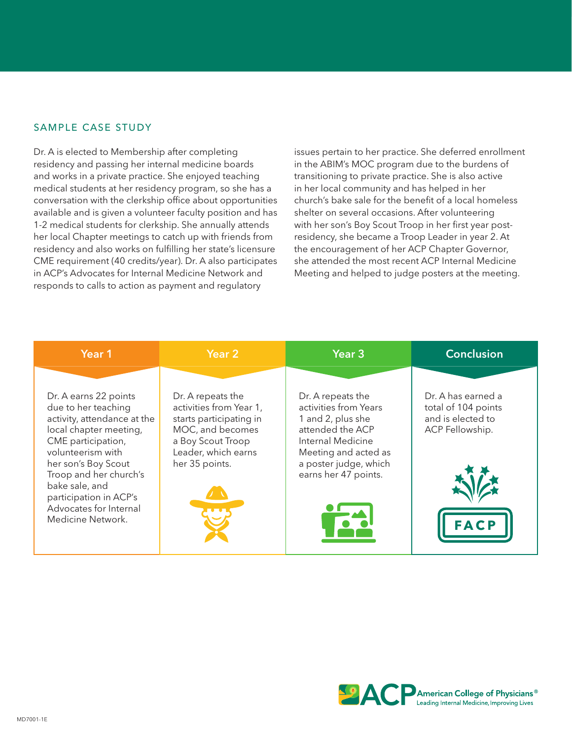## SAMPLE CASE STUDY

Dr. A is elected to Membership after completing residency and passing her internal medicine boards and works in a private practice. She enjoyed teaching medical students at her residency program, so she has a conversation with the clerkship office about opportunities available and is given a volunteer faculty position and has 1-2 medical students for clerkship. She annually attends her local Chapter meetings to catch up with friends from residency and also works on fulfilling her state's licensure CME requirement (40 credits/year). Dr. A also participates in ACP's Advocates for Internal Medicine Network and responds to calls to action as payment and regulatory issues pertain to her practice. She deferred enrollment in the ABIM's MOC program due to the burdens of transitioning to private practice. She is also active in her local community and has helped in her church's bake sale for the benefit of a local homeless shelter on several occasions. After volunteering with her son's Boy Scout Troop in her first year post-residency, she became a Troop Leader in year 2. At the encouragement of her ACP Chapter Governor, she attended the most recent ACP Internal Medicine Meeting and helped to judge posters at the meeting.

| Year 1 | Year 2 | Year 3 | Conclusion |
| --- | --- | --- | --- |
| Dr. A earns 22 points due to her teaching activity, attendance at the local chapter meeting, CME participation, volunteerism with her son's Boy Scout Troop and her church's bake sale, and participation in ACP's Advocates for Internal Medicine Network. | Dr. A repeats the activities from Year 1, starts participating in MOC, and becomes a Boy Scout Troop Leader, which earns her 35 points. | Dr. A repeats the activities from Years 1 and 2, plus she attended the ACP Internal Medicine Meeting and acted as a poster judge, which earns her 47 points. | Dr. A has earned a total of 104 points and is elected to ACP Fellowship. |

FACP

MD7001-1E